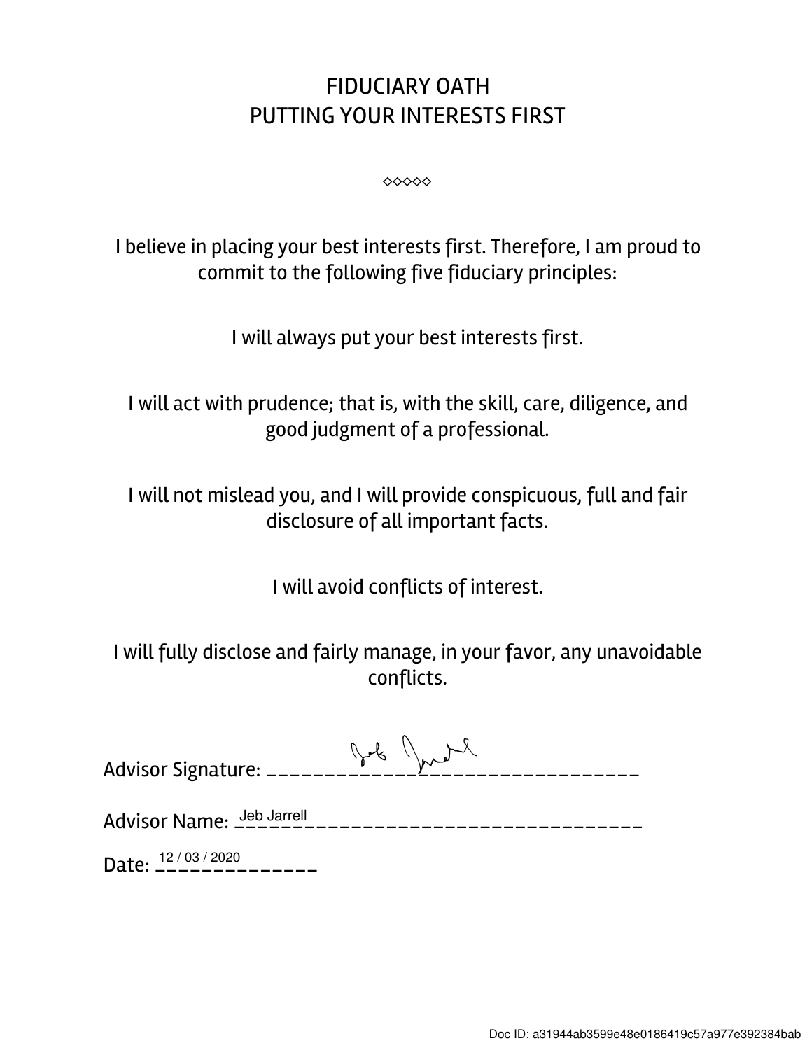# FIDUCIARY OATH
# PUTTING YOUR INTERESTS FIRST

◇◇◇◇◇

I believe in placing your best interests first. Therefore, I am proud to commit to the following five fiduciary principles:

I will always put your best interests first.

I will act with prudence; that is, with the skill, care, diligence, and good judgment of a professional.

I will not mislead you, and I will provide conspicuous, full and fair disclosure of all important facts.

I will avoid conflicts of interest.

I will fully disclose and fairly manage, in your favor, any unavoidable conflicts.

Advisor Signature: [signature]

Advisor Name: Jeb Jarrell

Date: 12 / 03 / 2020

Doc ID: a31944ab3599e48e0186419c57a977e392384bab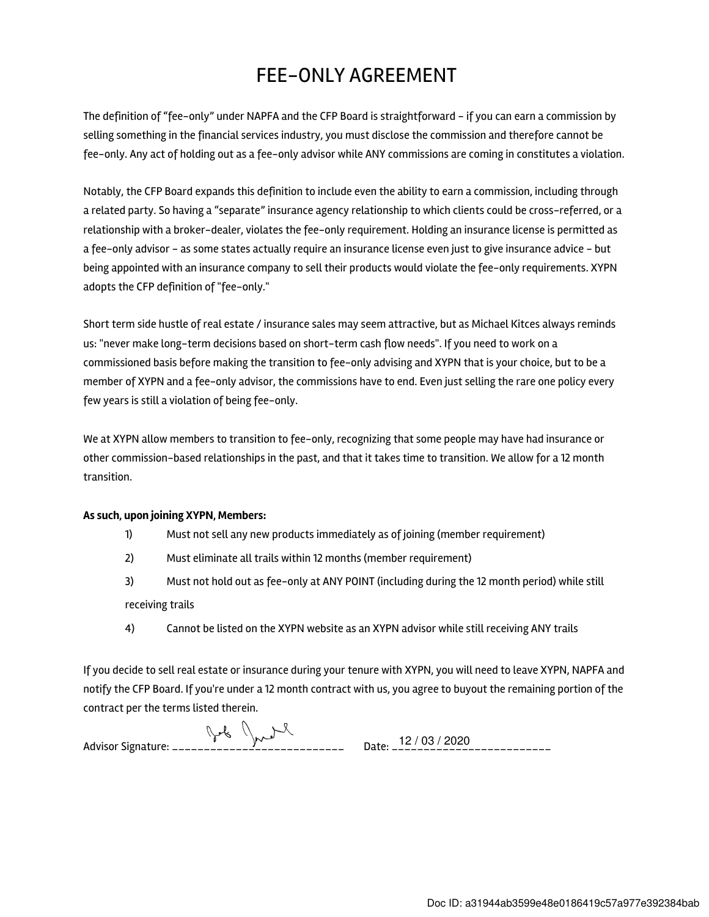# FEE-ONLY AGREEMENT

The definition of "fee-only" under NAPFA and the CFP Board is straightforward – if you can earn a commission by selling something in the financial services industry, you must disclose the commission and therefore cannot be fee-only. Any act of holding out as a fee-only advisor while ANY commissions are coming in constitutes a violation.

Notably, the CFP Board expands this definition to include even the ability to earn a commission, including through a related party. So having a "separate" insurance agency relationship to which clients could be cross-referred, or a relationship with a broker-dealer, violates the fee-only requirement. Holding an insurance license is permitted as a fee-only advisor – as some states actually require an insurance license even just to give insurance advice – but being appointed with an insurance company to sell their products would violate the fee-only requirements. XYPN adopts the CFP definition of "fee-only."

Short term side hustle of real estate / insurance sales may seem attractive, but as Michael Kitces always reminds us: "never make long-term decisions based on short-term cash flow needs". If you need to work on a commissioned basis before making the transition to fee-only advising and XYPN that is your choice, but to be a member of XYPN and a fee-only advisor, the commissions have to end. Even just selling the rare one policy every few years is still a violation of being fee-only.

We at XYPN allow members to transition to fee-only, recognizing that some people may have had insurance or other commission-based relationships in the past, and that it takes time to transition. We allow for a 12 month transition.

**As such, upon joining XYPN, Members:**

1) Must not sell any new products immediately as of joining (member requirement)
2) Must eliminate all trails within 12 months (member requirement)
3) Must not hold out as fee-only at ANY POINT (including during the 12 month period) while still receiving trails
4) Cannot be listed on the XYPN website as an XYPN advisor while still receiving ANY trails

If you decide to sell real estate or insurance during your tenure with XYPN, you will need to leave XYPN, NAPFA and notify the CFP Board. If you're under a 12 month contract with us, you agree to buyout the remaining portion of the contract per the terms listed therein.

Advisor Signature: _[signature]_ Date: 12 / 03 / 2020

Doc ID: a31944ab3599e48e0186419c57a977e392384bab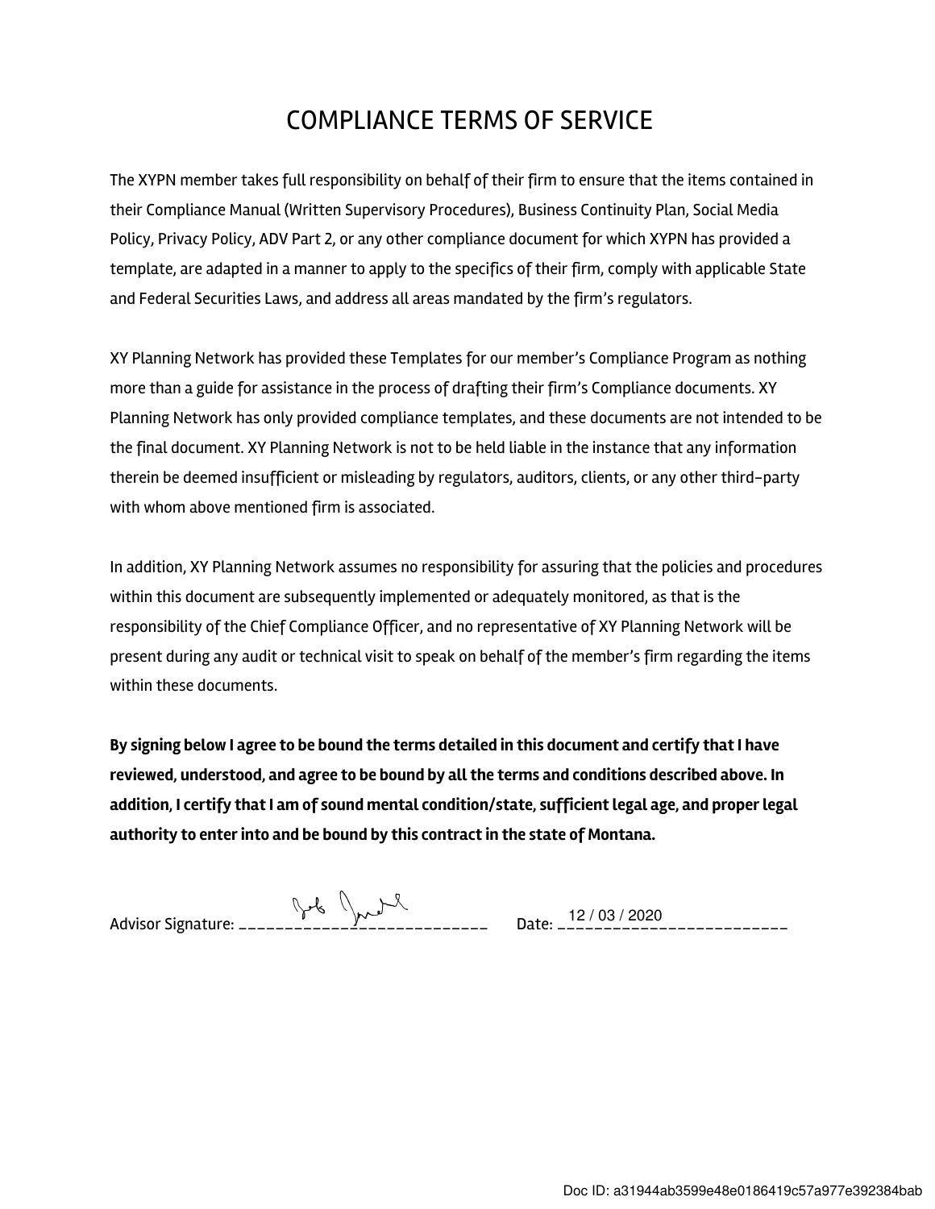# COMPLIANCE TERMS OF SERVICE

The XYPN member takes full responsibility on behalf of their firm to ensure that the items contained in their Compliance Manual (Written Supervisory Procedures), Business Continuity Plan, Social Media Policy, Privacy Policy, ADV Part 2, or any other compliance document for which XYPN has provided a template, are adapted in a manner to apply to the specifics of their firm, comply with applicable State and Federal Securities Laws, and address all areas mandated by the firm's regulators.

XY Planning Network has provided these Templates for our member's Compliance Program as nothing more than a guide for assistance in the process of drafting their firm's Compliance documents. XY Planning Network has only provided compliance templates, and these documents are not intended to be the final document. XY Planning Network is not to be held liable in the instance that any information therein be deemed insufficient or misleading by regulators, auditors, clients, or any other third-party with whom above mentioned firm is associated.

In addition, XY Planning Network assumes no responsibility for assuring that the policies and procedures within this document are subsequently implemented or adequately monitored, as that is the responsibility of the Chief Compliance Officer, and no representative of XY Planning Network will be present during any audit or technical visit to speak on behalf of the member's firm regarding the items within these documents.

**By signing below I agree to be bound the terms detailed in this document and certify that I have reviewed, understood, and agree to be bound by all the terms and conditions described above. In addition, I certify that I am of sound mental condition/state, sufficient legal age, and proper legal authority to enter into and be bound by this contract in the state of Montana.**

Advisor Signature: ___________________________ Date: 12 / 03 / 2020

Doc ID: a31944ab3599e48e0186419c57a977e392384bab